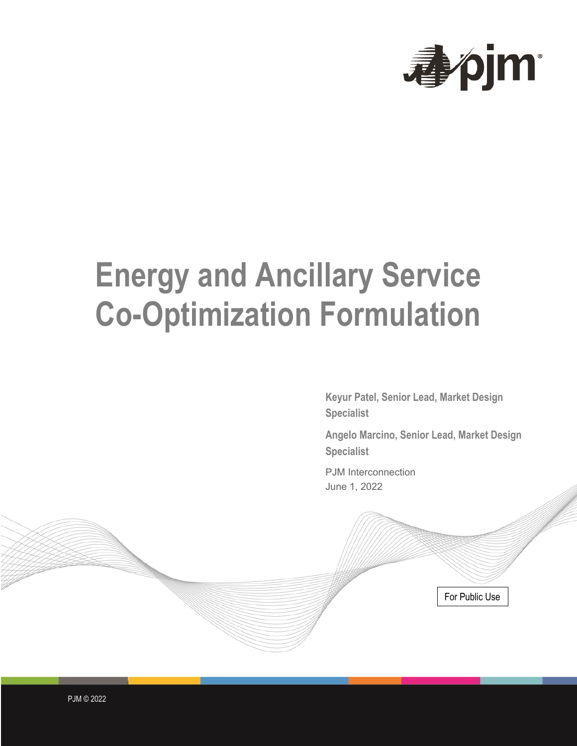# Energy and Ancillary Service Co-Optimization Formulation

**Keyur Patel, Senior Lead, Market Design Specialist**

**Angelo Marcino, Senior Lead, Market Design Specialist**

PJM Interconnection
June 1, 2022

For Public Use

PJM © 2022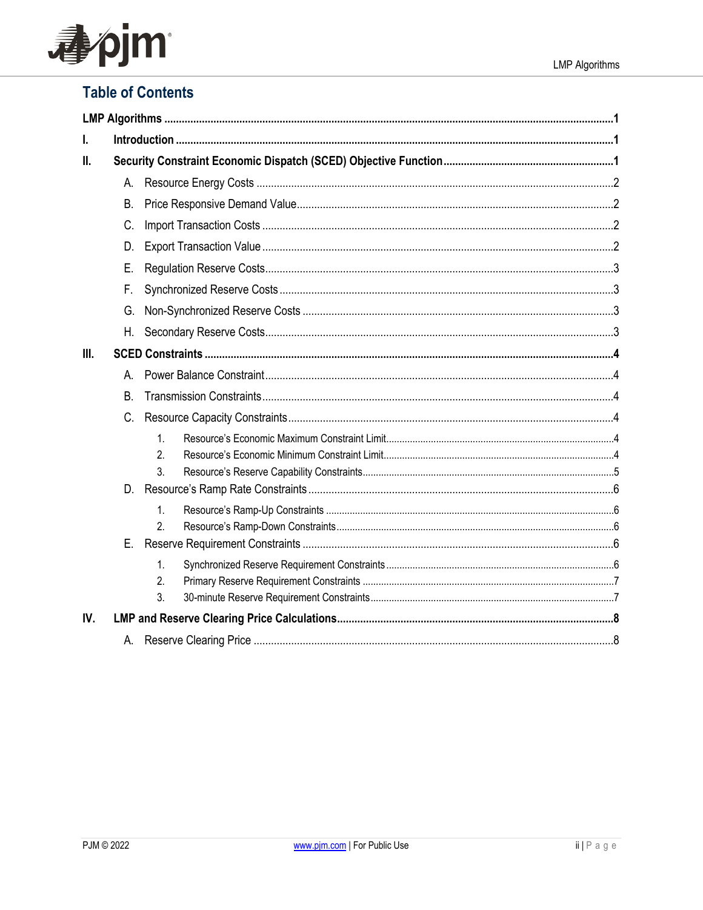## Table of Contents

**LMP Algorithms** ........................................................................ **1**

**I. Introduction** ........................................................................ **1**

**II. Security Constraint Economic Dispatch (SCED) Objective Function** .......................... **1**

- A. Resource Energy Costs ........................................................ 2
- B. Price Responsive Demand Value ................................................ 2
- C. Import Transaction Costs ...................................................... 2
- D. Export Transaction Value ...................................................... 2
- E. Regulation Reserve Costs ...................................................... 3
- F. Synchronized Reserve Costs .................................................... 3
- G. Non-Synchronized Reserve Costs ................................................ 3
- H. Secondary Reserve Costs ....................................................... 3

**III. SCED Constraints** ........................................................................ **4**

- A. Power Balance Constraint ...................................................... 4
- B. Transmission Constraints ...................................................... 4
- C. Resource Capacity Constraints ................................................. 4
  1. Resource's Economic Maximum Constraint Limit ............................... 4
  2. Resource's Economic Minimum Constraint Limit ............................... 4
  3. Resource's Reserve Capability Constraints .................................. 5
- D. Resource's Ramp Rate Constraints .............................................. 6
  1. Resource's Ramp-Up Constraints ............................................. 6
  2. Resource's Ramp-Down Constraints ........................................... 6
- E. Reserve Requirement Constraints ............................................... 6
  1. Synchronized Reserve Requirement Constraints ............................... 6
  2. Primary Reserve Requirement Constraints .................................... 7
  3. 30-minute Reserve Requirement Constraints .................................. 7

**IV. LMP and Reserve Clearing Price Calculations** .................................... **8**

- A. Reserve Clearing Price ........................................................ 8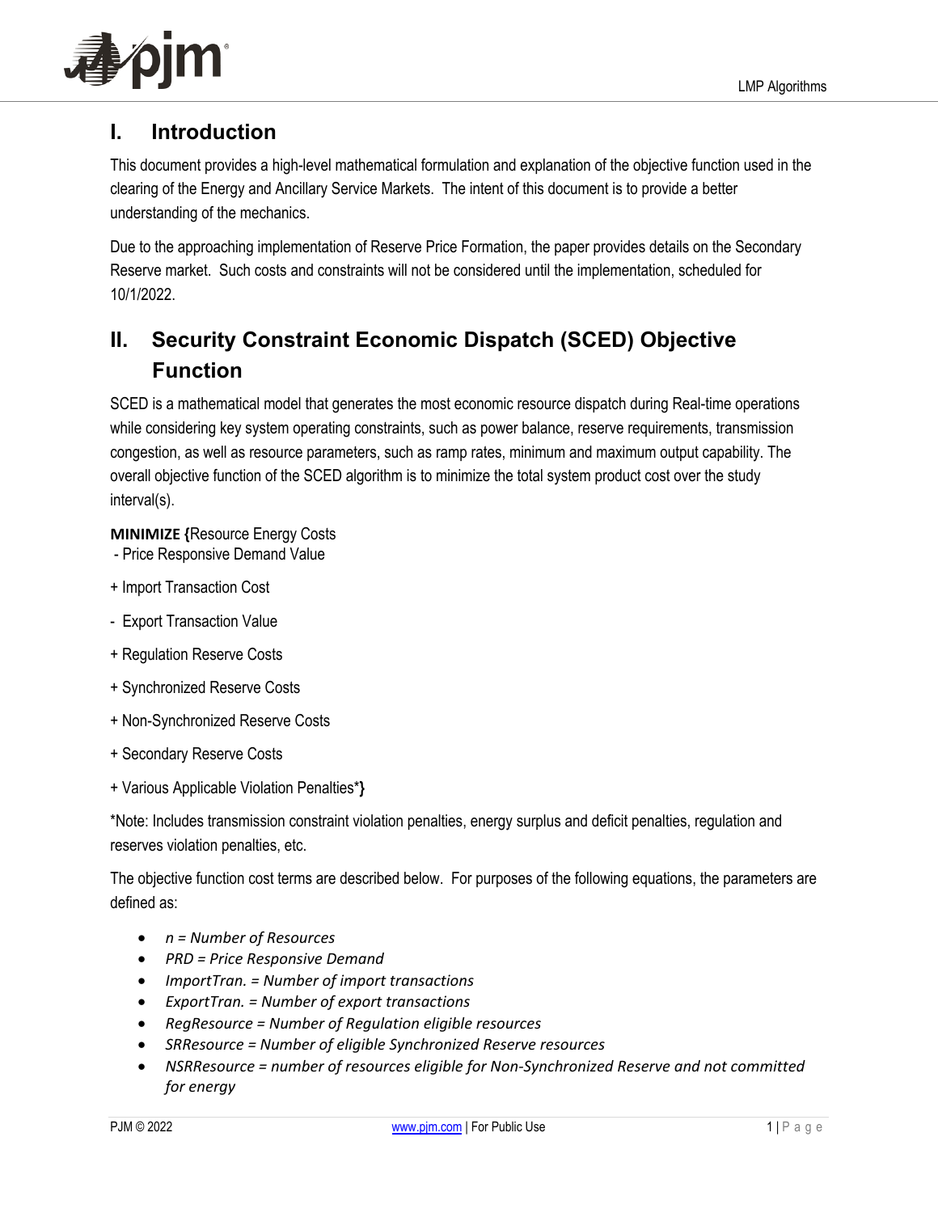## I. Introduction

This document provides a high-level mathematical formulation and explanation of the objective function used in the clearing of the Energy and Ancillary Service Markets. The intent of this document is to provide a better understanding of the mechanics.

Due to the approaching implementation of Reserve Price Formation, the paper provides details on the Secondary Reserve market. Such costs and constraints will not be considered until the implementation, scheduled for 10/1/2022.

## II. Security Constraint Economic Dispatch (SCED) Objective Function

SCED is a mathematical model that generates the most economic resource dispatch during Real-time operations while considering key system operating constraints, such as power balance, reserve requirements, transmission congestion, as well as resource parameters, such as ramp rates, minimum and maximum output capability. The overall objective function of the SCED algorithm is to minimize the total system product cost over the study interval(s).

**MINIMIZE {**Resource Energy Costs
 - Price Responsive Demand Value

+ Import Transaction Cost

- Export Transaction Value

+ Regulation Reserve Costs

+ Synchronized Reserve Costs

+ Non-Synchronized Reserve Costs

+ Secondary Reserve Costs

+ Various Applicable Violation Penalties***}**

*Note: Includes transmission constraint violation penalties, energy surplus and deficit penalties, regulation and reserves violation penalties, etc.

The objective function cost terms are described below. For purposes of the following equations, the parameters are defined as:

- *n = Number of Resources*
- *PRD = Price Responsive Demand*
- *ImportTran. = Number of import transactions*
- *ExportTran. = Number of export transactions*
- *RegResource = Number of Regulation eligible resources*
- *SRResource = Number of eligible Synchronized Reserve resources*
- *NSRResource = number of resources eligible for Non-Synchronized Reserve and not committed for energy*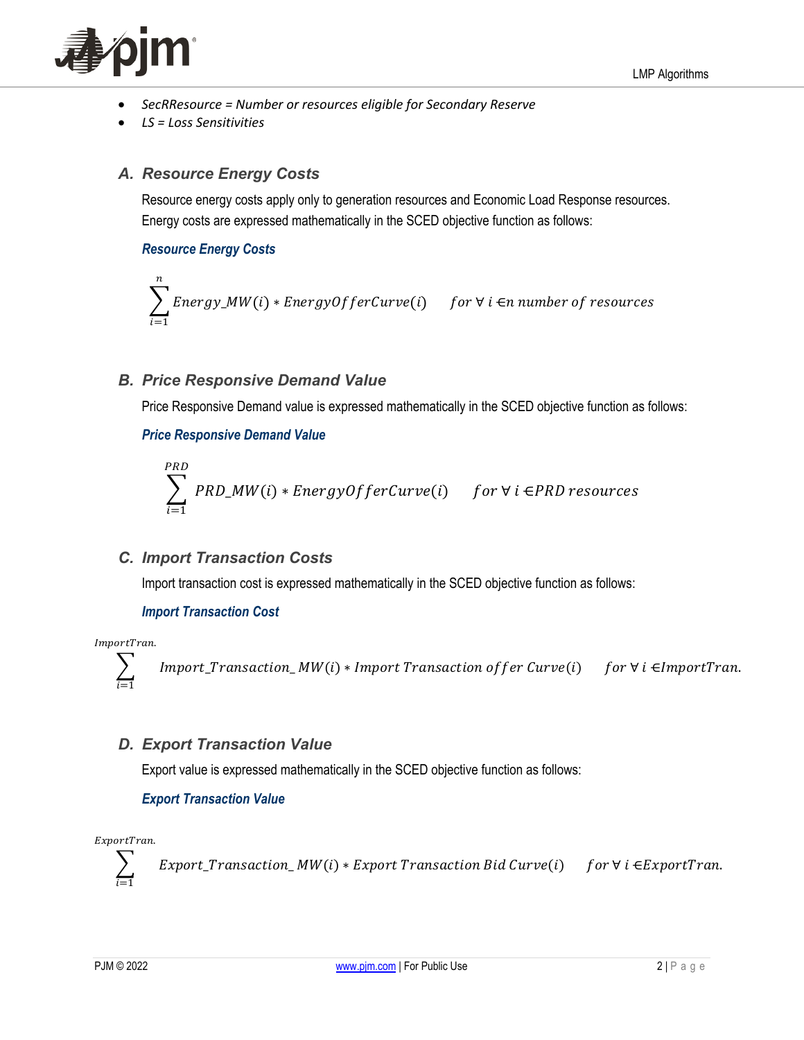- *SecRResource = Number or resources eligible for Secondary Reserve*
- *LS = Loss Sensitivities*

### A. Resource Energy Costs

Resource energy costs apply only to generation resources and Economic Load Response resources. Energy costs are expressed mathematically in the SCED objective function as follows:

***Resource Energy Costs***

$$\sum_{i=1}^{n} Energy\_MW(i) * EnergyOfferCurve(i) \qquad for \ \forall \ i \in n \ number \ of \ resources$$

### B. Price Responsive Demand Value

Price Responsive Demand value is expressed mathematically in the SCED objective function as follows:

***Price Responsive Demand Value***

$$\sum_{i=1}^{PRD} PRD\_MW(i) * EnergyOfferCurve(i) \qquad for \ \forall \ i \in PRD \ resources$$

### C. Import Transaction Costs

Import transaction cost is expressed mathematically in the SCED objective function as follows:

***Import Transaction Cost***

$$\sum_{i=1}^{ImportTran.} Import\_Transaction\_MW(i) * Import \ Transaction \ offer \ Curve(i) \qquad for \ \forall \ i \in ImportTran.$$

### D. Export Transaction Value

Export value is expressed mathematically in the SCED objective function as follows:

***Export Transaction Value***

$$\sum_{i=1}^{ExportTran.} Export\_Transaction\_MW(i) * Export \ Transaction \ Bid \ Curve(i) \qquad for \ \forall \ i \in ExportTran.$$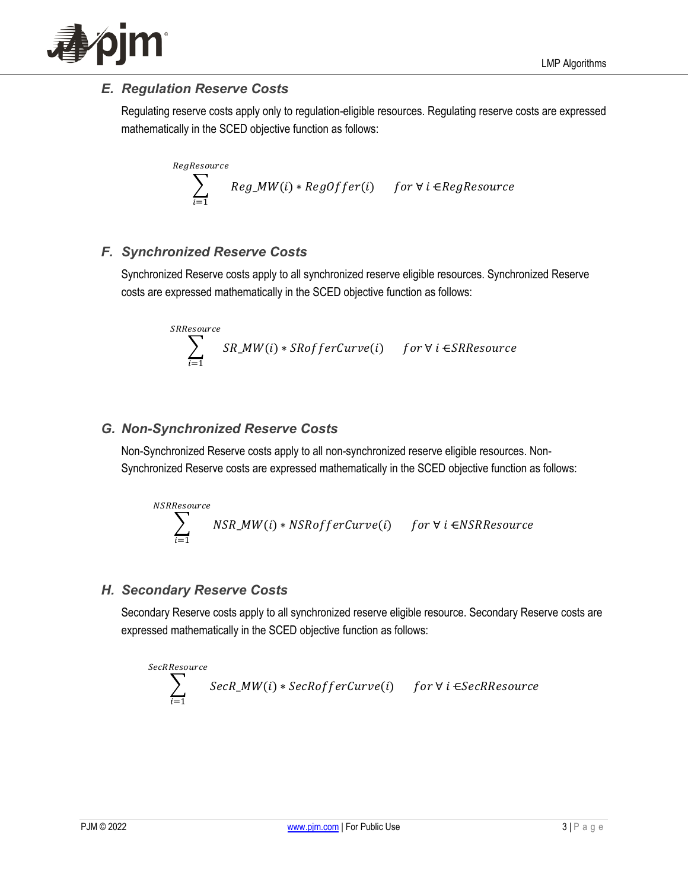### E. Regulation Reserve Costs

Regulating reserve costs apply only to regulation-eligible resources. Regulating reserve costs are expressed mathematically in the SCED objective function as follows:

$$\sum_{i=1}^{RegResource} Reg\_MW(i) * RegOffer(i) \quad for \; \forall \; i \in RegResource$$

### F. Synchronized Reserve Costs

Synchronized Reserve costs apply to all synchronized reserve eligible resources. Synchronized Reserve costs are expressed mathematically in the SCED objective function as follows:

$$\sum_{i=1}^{SRResource} SR\_MW(i) * SRofferCurve(i) \quad for \; \forall \; i \in SRResource$$

### G. Non-Synchronized Reserve Costs

Non-Synchronized Reserve costs apply to all non-synchronized reserve eligible resources. Non-Synchronized Reserve costs are expressed mathematically in the SCED objective function as follows:

$$\sum_{i=1}^{NSRResource} NSR\_MW(i) * NSRofferCurve(i) \quad for \; \forall \; i \in NSRResource$$

### H. Secondary Reserve Costs

Secondary Reserve costs apply to all synchronized reserve eligible resource. Secondary Reserve costs are expressed mathematically in the SCED objective function as follows:

$$\sum_{i=1}^{SecRResource} SecR\_MW(i) * SecRofferCurve(i) \quad for \; \forall \; i \in SecRResource$$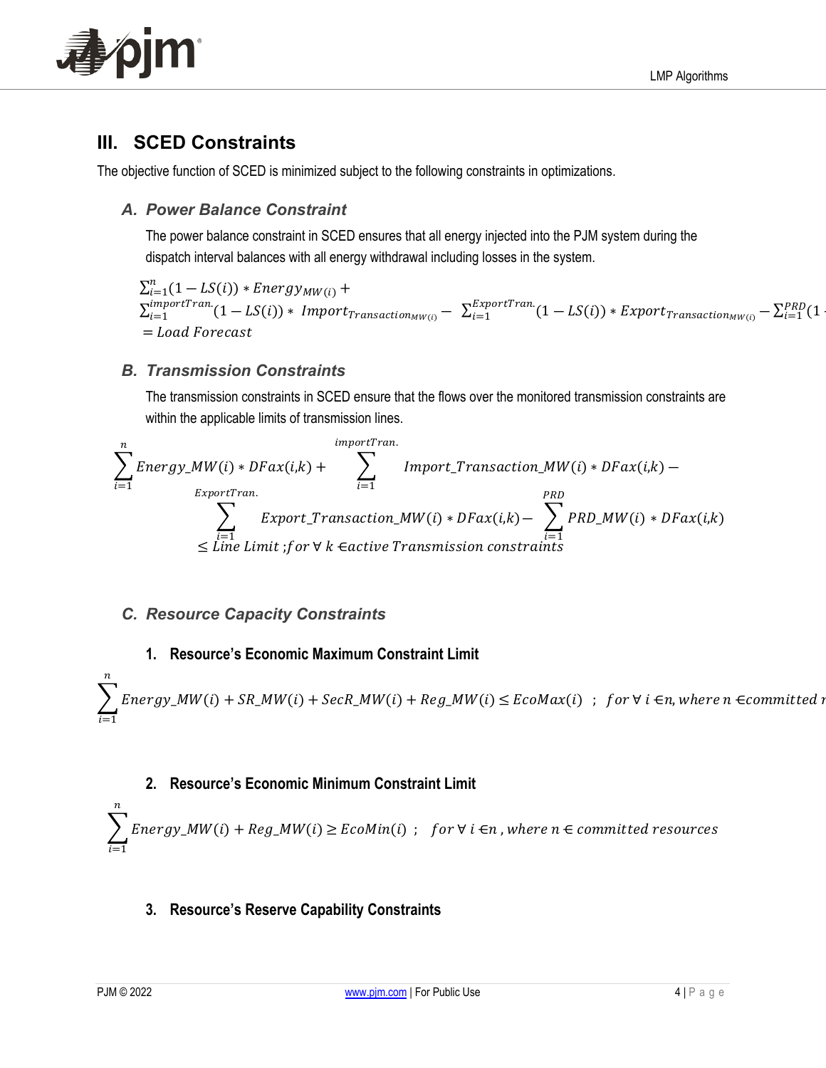## III. SCED Constraints

The objective function of SCED is minimized subject to the following constraints in optimizations.

### A. Power Balance Constraint

The power balance constraint in SCED ensures that all energy injected into the PJM system during the dispatch interval balances with all energy withdrawal including losses in the system.

$$\sum_{i=1}^{n}(1 - LS(i)) * Energy_{MW(i)} + \sum_{i=1}^{importTran.}(1 - LS(i)) * \ Import_{Transaction_{MW(i)}} - \ \sum_{i=1}^{ExportTran.}(1 - LS(i)) * Export_{Transaction_{MW(i)}} - \sum_{i=1}^{PRD}(1$$
$$= Load\ Forecast$$

### B. Transmission Constraints

The transmission constraints in SCED ensure that the flows over the monitored transmission constraints are within the applicable limits of transmission lines.

$$\sum_{i=1}^{n} Energy\_MW(i) * DFax(i,k) + \sum_{i=1}^{importTran.} Import\_Transaction\_MW(i) * DFax(i,k) - \sum_{i=1}^{ExportTran.} Export\_Transaction\_MW(i) * DFax(i,k) - \sum_{i=1}^{PRD} PRD\_MW(i) * DFax(i,k)$$
$$\leq Line\ Limit\ ; for\ \forall\ k \in active\ Transmission\ constraints$$

### C. Resource Capacity Constraints

#### 1. Resource's Economic Maximum Constraint Limit

$$\sum_{i=1}^{n} Energy\_MW(i) + SR\_MW(i) + SecR\_MW(i) + Reg\_MW(i) \leq EcoMax(i) \quad ; \quad for\ \forall\ i \in n, where\ n \in committed\ r$$

#### 2. Resource's Economic Minimum Constraint Limit

$$\sum_{i=1}^{n} Energy\_MW(i) + Reg\_MW(i) \geq EcoMin(i) \ ; \quad for\ \forall\ i \in n\ , where\ n \in committed\ resources$$

#### 3. Resource's Reserve Capability Constraints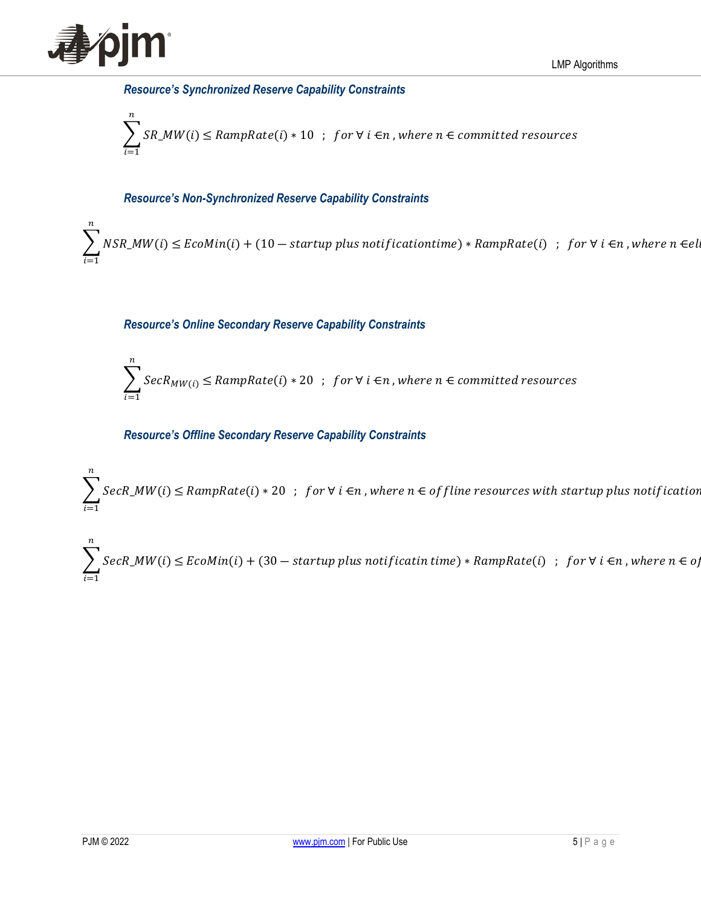***Resource's Synchronized Reserve Capability Constraints***

$$\sum_{i=1}^{n} SR\_MW(i) \leq RampRate(i) * 10 \quad ; \quad for\ \forall\ i \in n\ , where\ n \in committed\ resources$$

***Resource's Non-Synchronized Reserve Capability Constraints***

$$\sum_{i=1}^{n} NSR\_MW(i) \leq EcoMin(i) + (10 - startup\ plus\ notificationtime) * RampRate(i) \quad ; \quad for\ \forall\ i \in n\ , where\ n \in eli$$

***Resource's Online Secondary Reserve Capability Constraints***

$$\sum_{i=1}^{n} SecR_{MW(i)} \leq RampRate(i) * 20 \quad ; \quad for\ \forall\ i \in n\ , where\ n \in committed\ resources$$

***Resource's Offline Secondary Reserve Capability Constraints***

$$\sum_{i=1}^{n} SecR\_MW(i) \leq RampRate(i) * 20 \quad ; \quad for\ \forall\ i \in n\ , where\ n \in offline\ resources\ with\ startup\ plus\ notification$$

$$\sum_{i=1}^{n} SecR\_MW(i) \leq EcoMin(i) + (30 - startup\ plus\ notificatin\ time) * RampRate(i) \quad ; \quad for\ \forall\ i \in n\ , where\ n \in of$$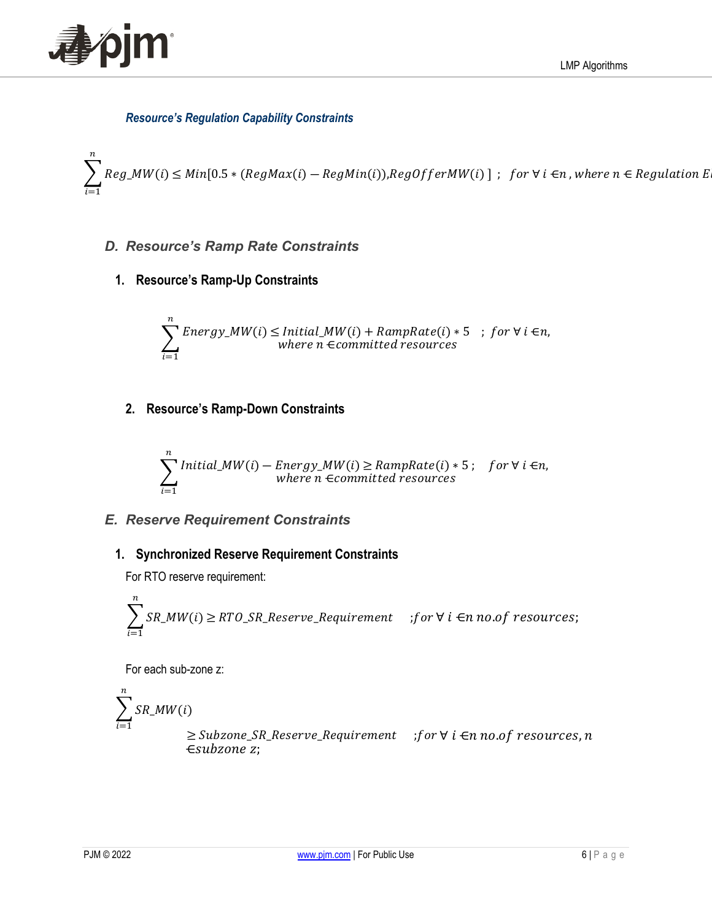*Resource's Regulation Capability Constraints*

$$\sum_{i=1}^{n} Reg\_MW(i) \leq Min[0.5 * (RegMax(i) - RegMin(i)), RegOfferMW(i)] \; ; \; for \; \forall \; i \in n, where \; n \in Regulation \; E$$

## D. Resource's Ramp Rate Constraints

### 1. Resource's Ramp-Up Constraints

$$\sum_{i=1}^{n} Energy\_MW(i) \leq Initial\_MW(i) + RampRate(i) * 5 \quad ; \; for \; \forall \; i \in n, \; where \; n \in committed \; resources$$

### 2. Resource's Ramp-Down Constraints

$$\sum_{i=1}^{n} Initial\_MW(i) - Energy\_MW(i) \geq RampRate(i) * 5 \; ; \quad for \; \forall \; i \in n, \; where \; n \in committed \; resources$$

## E. Reserve Requirement Constraints

### 1. Synchronized Reserve Requirement Constraints

For RTO reserve requirement:

$$\sum_{i=1}^{n} SR\_MW(i) \geq RTO\_SR\_Reserve\_Requirement \quad ; for \; \forall \; i \in n \; no. of \; resources;$$

For each sub-zone z:

$$\sum_{i=1}^{n} SR\_MW(i) \geq Subzone\_SR\_Reserve\_Requirement \quad ; for \; \forall \; i \in n \; no. of \; resources, n \in subzone \; z;$$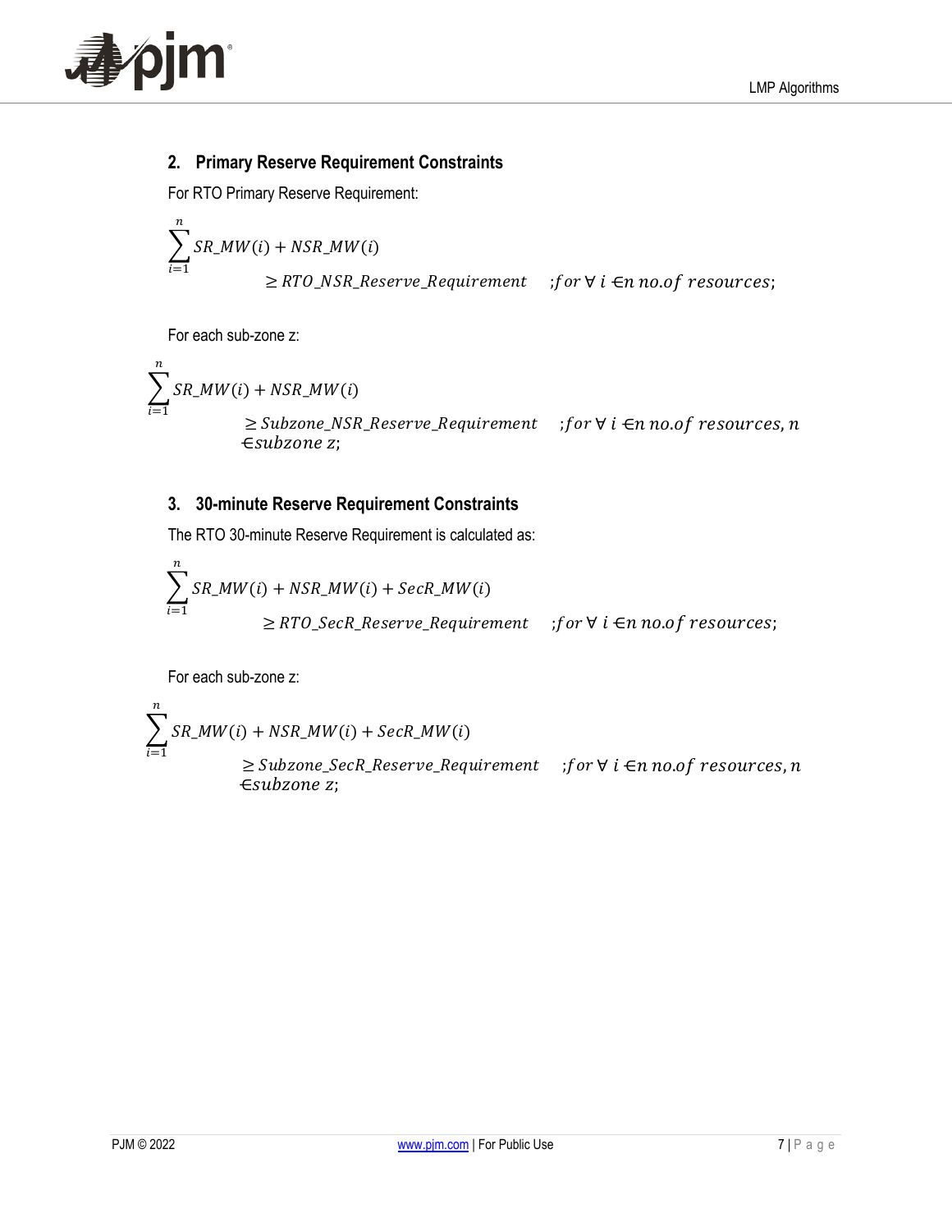## 2. Primary Reserve Requirement Constraints

For RTO Primary Reserve Requirement:

$$\sum_{i=1}^{n} SR\_MW(i) + NSR\_MW(i) \geq RTO\_NSR\_Reserve\_Requirement \quad ;for\ \forall\ i \in n\ no.of\ resources;$$

For each sub-zone z:

$$\sum_{i=1}^{n} SR\_MW(i) + NSR\_MW(i) \geq Subzone\_NSR\_Reserve\_Requirement \quad ;for\ \forall\ i \in n\ no.of\ resources, n \in subzone\ z;$$

## 3. 30-minute Reserve Requirement Constraints

The RTO 30-minute Reserve Requirement is calculated as:

$$\sum_{i=1}^{n} SR\_MW(i) + NSR\_MW(i) + SecR\_MW(i) \geq RTO\_SecR\_Reserve\_Requirement \quad ;for\ \forall\ i \in n\ no.of\ resources;$$

For each sub-zone z:

$$\sum_{i=1}^{n} SR\_MW(i) + NSR\_MW(i) + SecR\_MW(i) \geq Subzone\_SecR\_Reserve\_Requirement \quad ;for\ \forall\ i \in n\ no.of\ resources, n \in subzone\ z;$$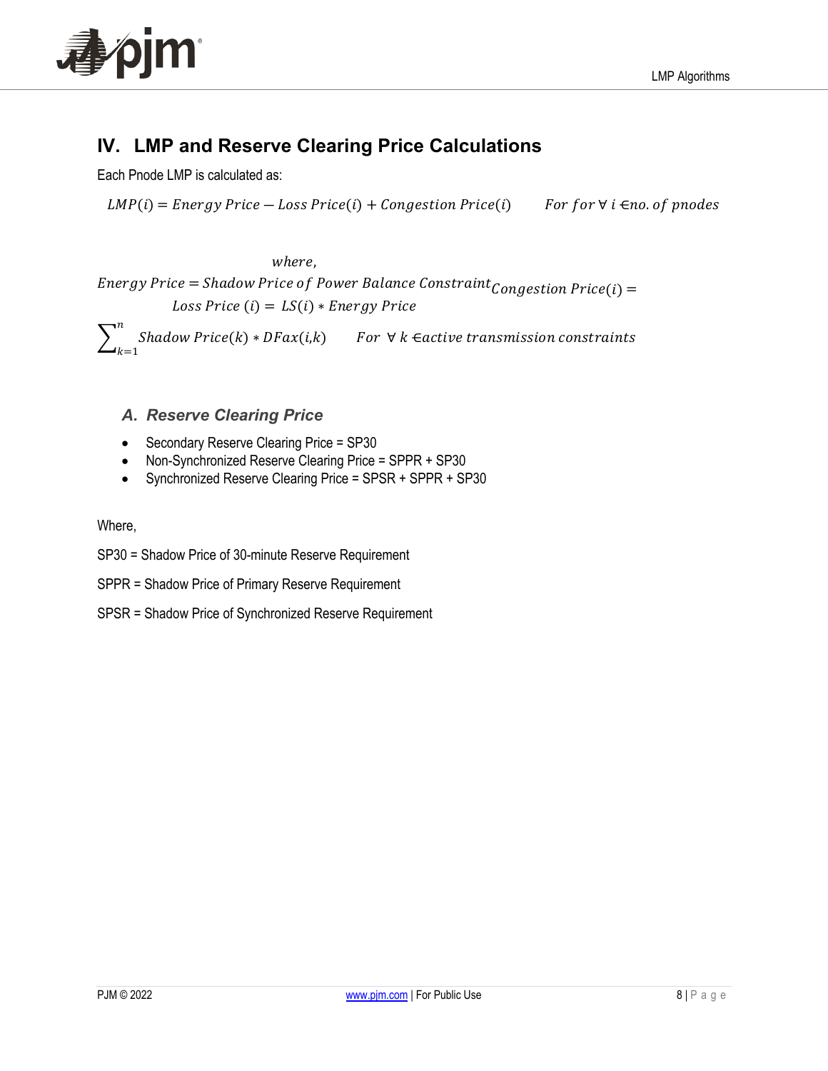# IV. LMP and Reserve Clearing Price Calculations

Each Pnode LMP is calculated as:

$$LMP(i) = Energy\ Price - Loss\ Price(i) + Congestion\ Price(i) \qquad For\ for\ \forall\ i \in no.\ of\ pnodes$$

where,

$$Energy\ Price = Shadow\ Price\ of\ Power\ Balance\ Constraint$$

$$Loss\ Price\ (i) = LS(i) * Energy\ Price$$

$$Congestion\ Price(i) = \sum_{k=1}^{n} Shadow\ Price(k) * DFax(i,k) \qquad For\ \forall\ k \in active\ transmission\ constraints$$

## A. Reserve Clearing Price

- Secondary Reserve Clearing Price = SP30
- Non-Synchronized Reserve Clearing Price = SPPR + SP30
- Synchronized Reserve Clearing Price = SPSR + SPPR + SP30

Where,

SP30 = Shadow Price of 30-minute Reserve Requirement

SPPR = Shadow Price of Primary Reserve Requirement

SPSR = Shadow Price of Synchronized Reserve Requirement